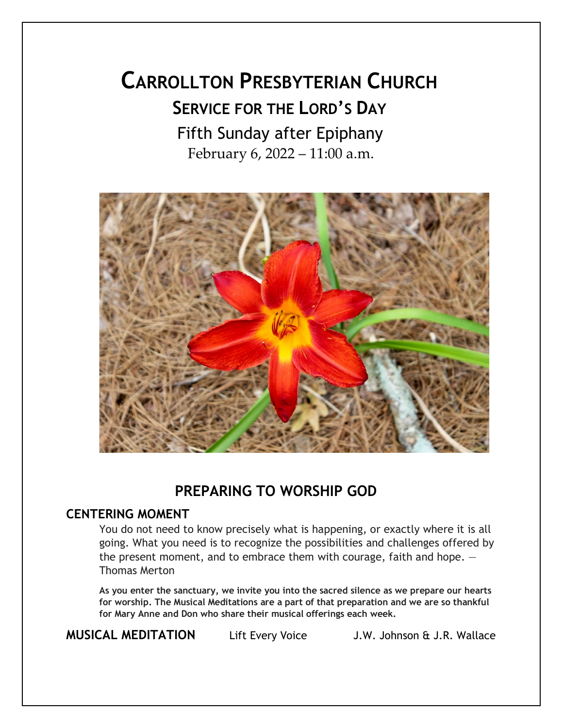# CARROLLTON PRESBYTERIAN CHURCH

## SERVICE FOR THE LORD'S DAY

Fifth Sunday after Epiphany

February 6, 2022 – 11:00 a.m.

## PREPARING TO WORSHIP GOD

### CENTERING MOMENT

You do not need to know precisely what is happening, or exactly where it is all going. What you need is to recognize the possibilities and challenges offered by the present moment, and to embrace them with courage, faith and hope. — Thomas Merton

**As you enter the sanctuary, we invite you into the sacred silence as we prepare our hearts for worship. The Musical Meditations are a part of that preparation and we are so thankful for Mary Anne and Don who share their musical offerings each week.**

**MUSICAL MEDITATION** Lift Every Voice J.W. Johnson & J.R. Wallace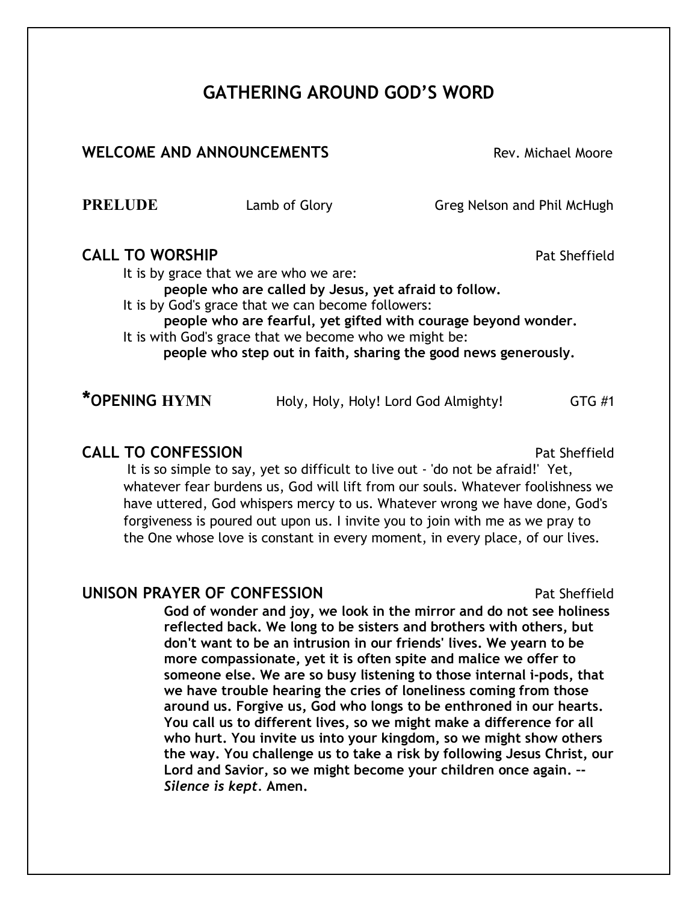# GATHERING AROUND GOD'S WORD

**WELCOME AND ANNOUNCEMENTS** Rev. Michael Moore

**PRELUDE** Lamb of Glory Greg Nelson and Phil McHugh

**CALL TO WORSHIP** Pat Sheffield

It is by grace that we are who we are:
**people who are called by Jesus, yet afraid to follow.**
It is by God's grace that we can become followers:
**people who are fearful, yet gifted with courage beyond wonder.**
It is with God's grace that we become who we might be:
**people who step out in faith, sharing the good news generously.**

***OPENING HYMN** Holy, Holy, Holy! Lord God Almighty! GTG #1

**CALL TO CONFESSION** Pat Sheffield

It is so simple to say, yet so difficult to live out - 'do not be afraid!' Yet, whatever fear burdens us, God will lift from our souls. Whatever foolishness we have uttered, God whispers mercy to us. Whatever wrong we have done, God's forgiveness is poured out upon us. I invite you to join with me as we pray to the One whose love is constant in every moment, in every place, of our lives.

**UNISON PRAYER OF CONFESSION** Pat Sheffield

**God of wonder and joy, we look in the mirror and do not see holiness reflected back. We long to be sisters and brothers with others, but don't want to be an intrusion in our friends' lives. We yearn to be more compassionate, yet it is often spite and malice we offer to someone else. We are so busy listening to those internal i-pods, that we have trouble hearing the cries of loneliness coming from those around us. Forgive us, God who longs to be enthroned in our hearts. You call us to different lives, so we might make a difference for all who hurt. You invite us into your kingdom, so we might show others the way. You challenge us to take a risk by following Jesus Christ, our Lord and Savior, so we might become your children once again. --** ***Silence is kept*****. Amen.**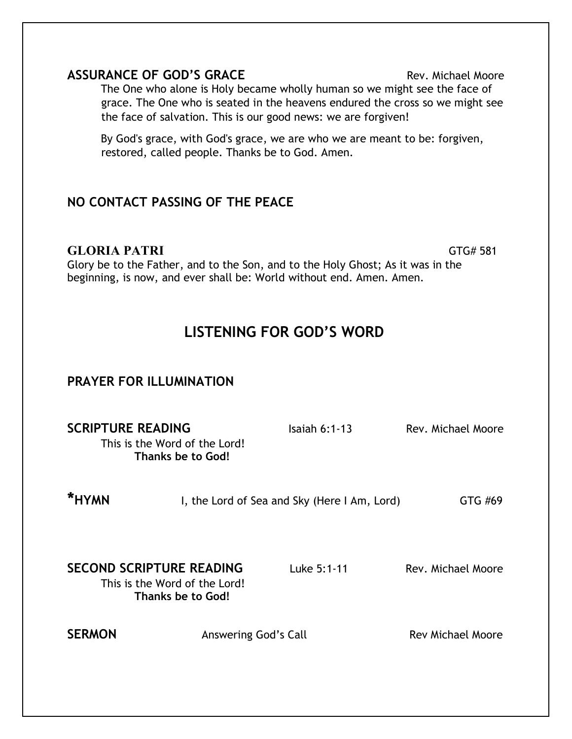**ASSURANCE OF GOD'S GRACE** Rev. Michael Moore

The One who alone is Holy became wholly human so we might see the face of grace. The One who is seated in the heavens endured the cross so we might see the face of salvation. This is our good news: we are forgiven!

By God's grace, with God's grace, we are who we are meant to be: forgiven, restored, called people. Thanks be to God. Amen.

**NO CONTACT PASSING OF THE PEACE**

**GLORIA PATRI** GTG# 581

Glory be to the Father, and to the Son, and to the Holy Ghost; As it was in the beginning, is now, and ever shall be: World without end. Amen. Amen.

## LISTENING FOR GOD'S WORD

**PRAYER FOR ILLUMINATION**

**SCRIPTURE READING** Isaiah 6:1-13 Rev. Michael Moore

This is the Word of the Lord!
**Thanks be to God!**

***HYMN** I, the Lord of Sea and Sky (Here I Am, Lord) GTG #69

**SECOND SCRIPTURE READING** Luke 5:1-11 Rev. Michael Moore

This is the Word of the Lord!
**Thanks be to God!**

**SERMON** Answering God's Call Rev Michael Moore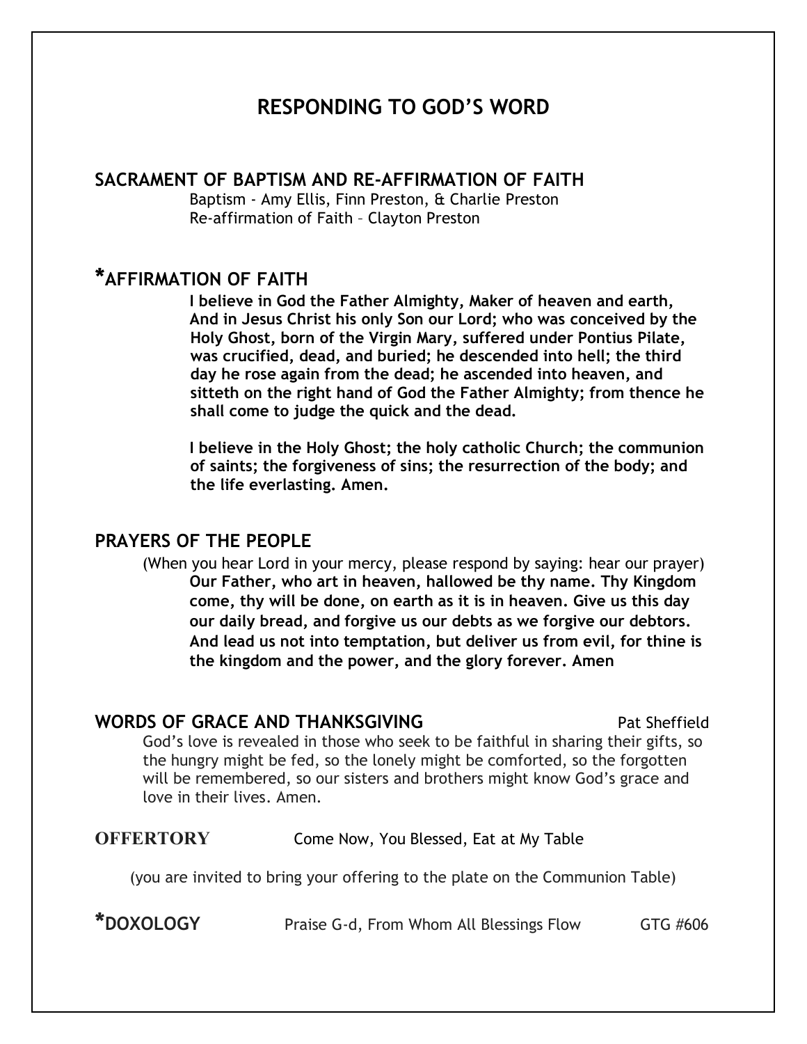# RESPONDING TO GOD'S WORD

## SACRAMENT OF BAPTISM AND RE-AFFIRMATION OF FAITH

Baptism - Amy Ellis, Finn Preston, & Charlie Preston
Re-affirmation of Faith – Clayton Preston

## *AFFIRMATION OF FAITH

**I believe in God the Father Almighty, Maker of heaven and earth, And in Jesus Christ his only Son our Lord; who was conceived by the Holy Ghost, born of the Virgin Mary, suffered under Pontius Pilate, was crucified, dead, and buried; he descended into hell; the third day he rose again from the dead; he ascended into heaven, and sitteth on the right hand of God the Father Almighty; from thence he shall come to judge the quick and the dead.**

**I believe in the Holy Ghost; the holy catholic Church; the communion of saints; the forgiveness of sins; the resurrection of the body; and the life everlasting. Amen.**

## PRAYERS OF THE PEOPLE

(When you hear Lord in your mercy, please respond by saying: hear our prayer)

**Our Father, who art in heaven, hallowed be thy name. Thy Kingdom come, thy will be done, on earth as it is in heaven. Give us this day our daily bread, and forgive us our debts as we forgive our debtors. And lead us not into temptation, but deliver us from evil, for thine is the kingdom and the power, and the glory forever. Amen**

## WORDS OF GRACE AND THANKSGIVING — Pat Sheffield

God's love is revealed in those who seek to be faithful in sharing their gifts, so the hungry might be fed, so the lonely might be comforted, so the forgotten will be remembered, so our sisters and brothers might know God's grace and love in their lives. Amen.

**OFFERTORY** — Come Now, You Blessed, Eat at My Table

(you are invited to bring your offering to the plate on the Communion Table)

**\*DOXOLOGY** — Praise G-d, From Whom All Blessings Flow — GTG #606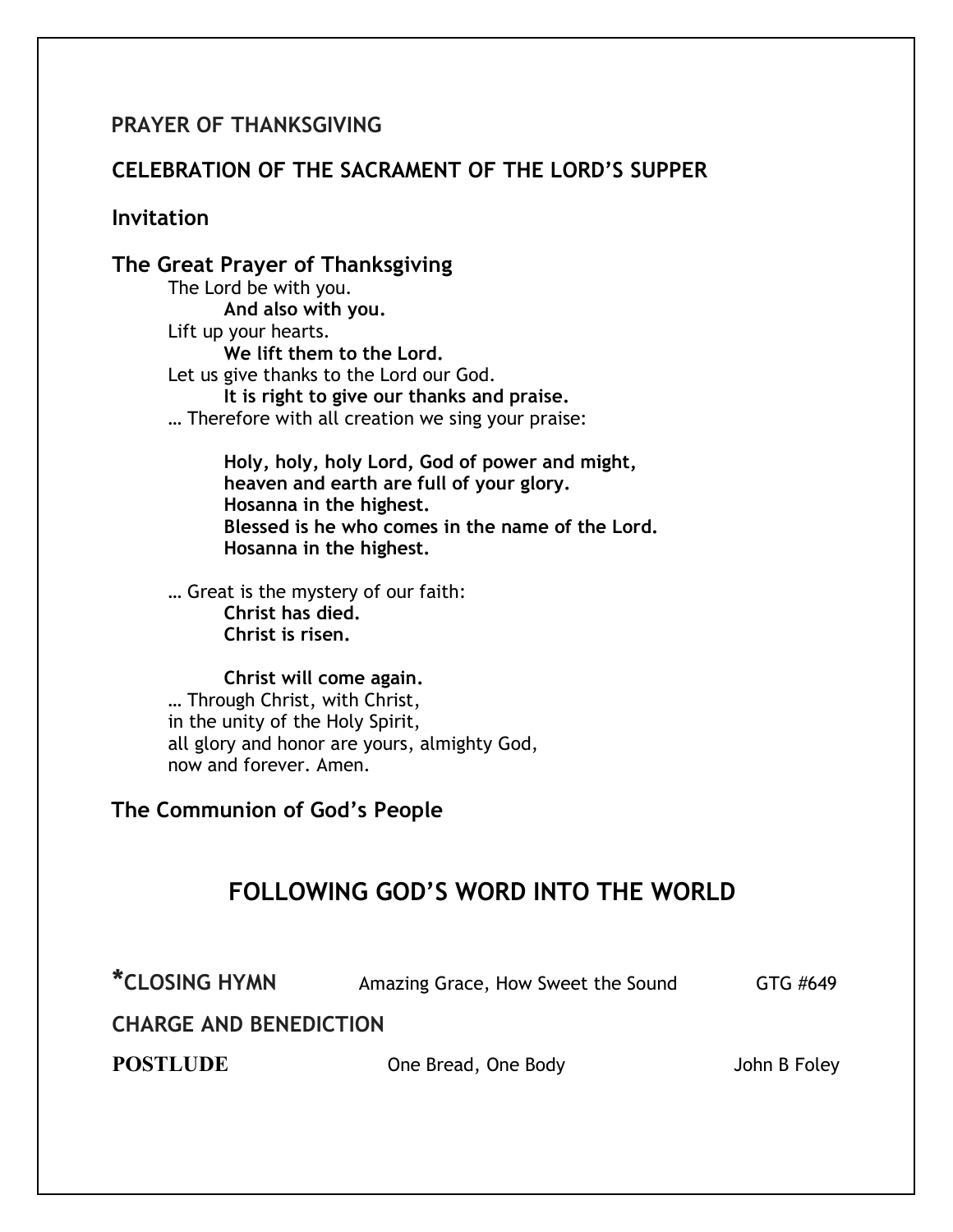## PRAYER OF THANKSGIVING

## CELEBRATION OF THE SACRAMENT OF THE LORD'S SUPPER

### Invitation

### The Great Prayer of Thanksgiving

The Lord be with you.
**And also with you.**
Lift up your hearts.
**We lift them to the Lord.**
Let us give thanks to the Lord our God.
**It is right to give our thanks and praise.**
… Therefore with all creation we sing your praise:

**Holy, holy, holy Lord, God of power and might,**
**heaven and earth are full of your glory.**
**Hosanna in the highest.**
**Blessed is he who comes in the name of the Lord.**
**Hosanna in the highest.**

… Great is the mystery of our faith:
**Christ has died.**
**Christ is risen.**

**Christ will come again.**
… Through Christ, with Christ,
in the unity of the Holy Spirit,
all glory and honor are yours, almighty God,
now and forever. Amen.

### The Communion of God's People

# FOLLOWING GOD'S WORD INTO THE WORLD

**\*CLOSING HYMN** Amazing Grace, How Sweet the Sound GTG #649

**CHARGE AND BENEDICTION**

**POSTLUDE** One Bread, One Body John B Foley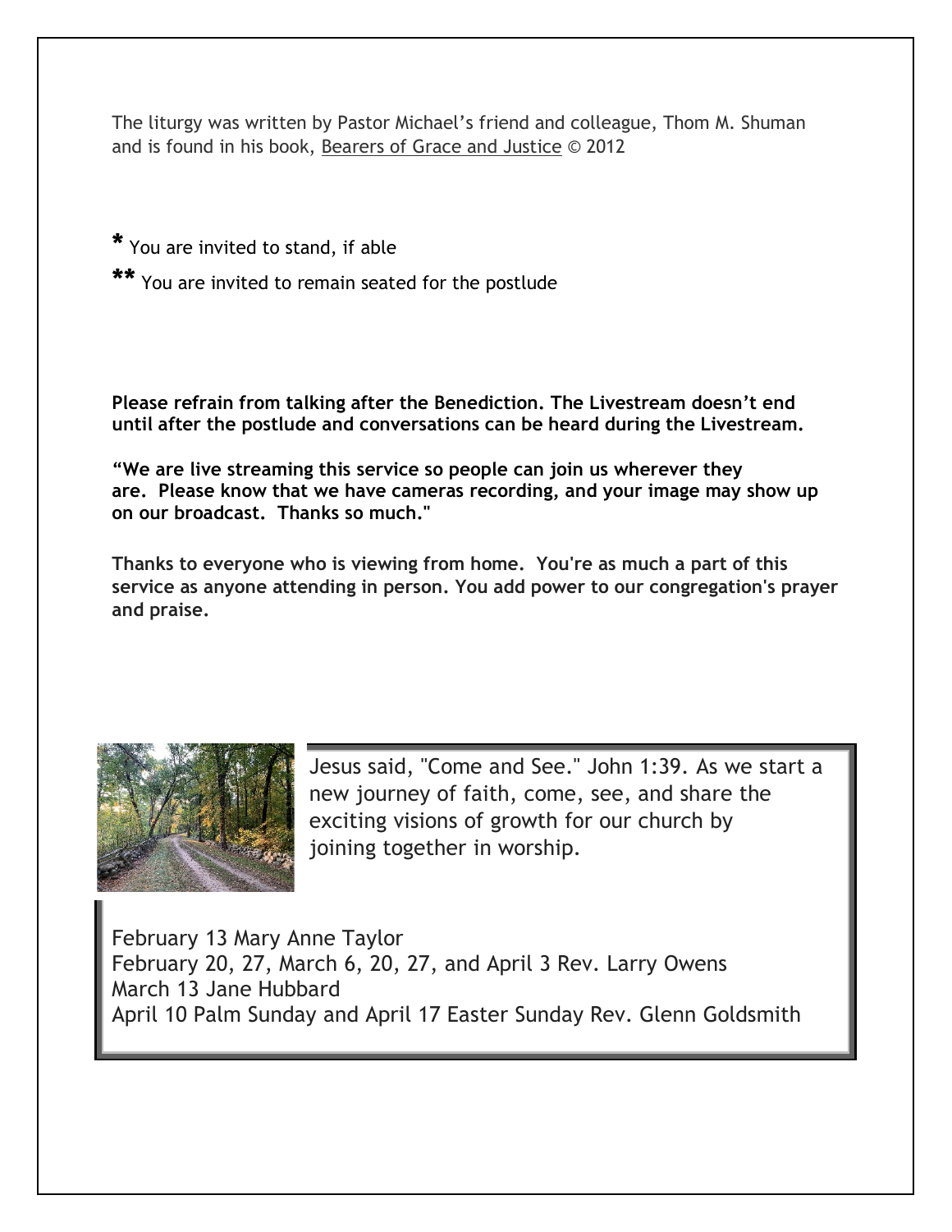The liturgy was written by Pastor Michael's friend and colleague, Thom M. Shuman and is found in his book, Bearers of Grace and Justice © 2012

**\*** You are invited to stand, if able

**\*\*** You are invited to remain seated for the postlude

**Please refrain from talking after the Benediction. The Livestream doesn't end until after the postlude and conversations can be heard during the Livestream.**

**"We are live streaming this service so people can join us wherever they are. Please know that we have cameras recording, and your image may show up on our broadcast. Thanks so much."**

**Thanks to everyone who is viewing from home. You're as much a part of this service as anyone attending in person. You add power to our congregation's prayer and praise.**

Jesus said, "Come and See." John 1:39. As we start a new journey of faith, come, see, and share the exciting visions of growth for our church by joining together in worship.

February 13 Mary Anne Taylor
February 20, 27, March 6, 20, 27, and April 3 Rev. Larry Owens
March 13 Jane Hubbard
April 10 Palm Sunday and April 17 Easter Sunday Rev. Glenn Goldsmith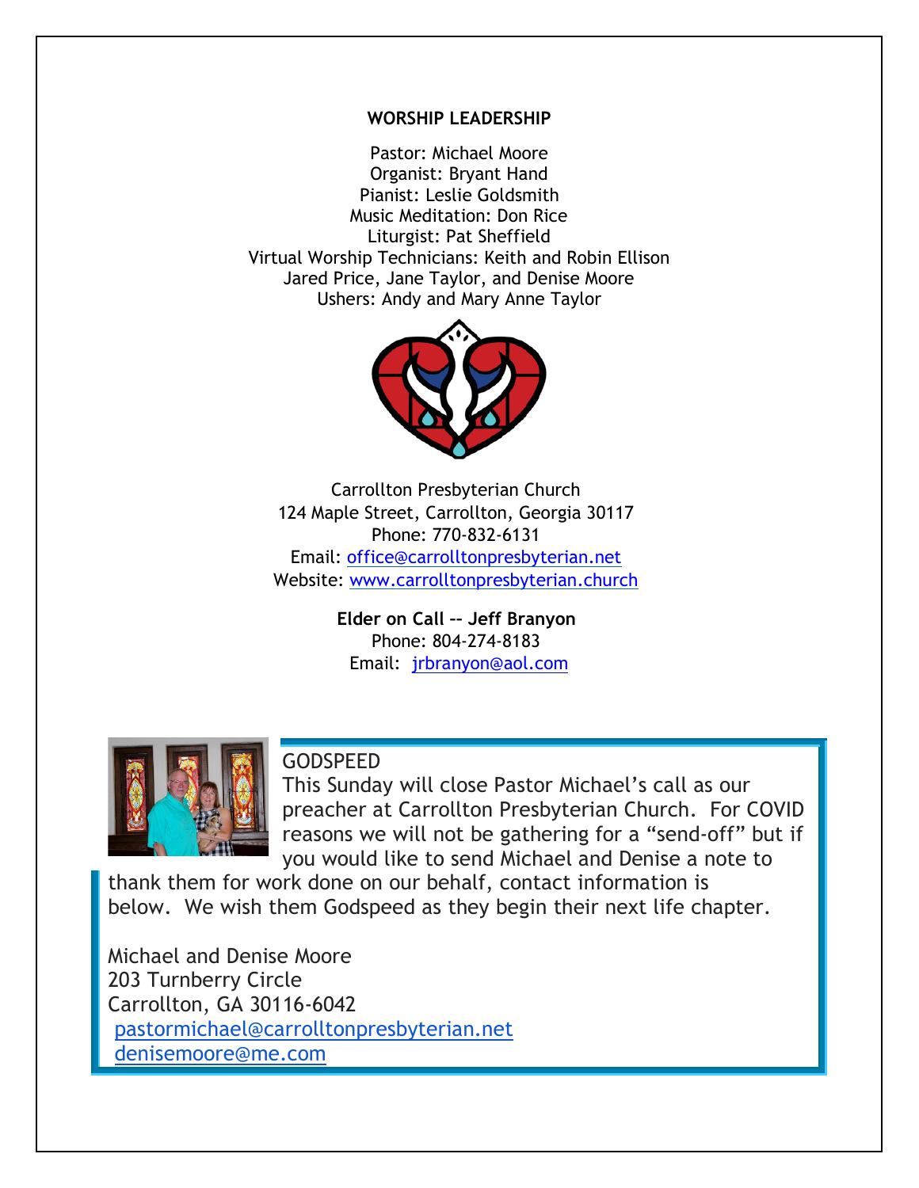**WORSHIP LEADERSHIP**

Pastor: Michael Moore
Organist: Bryant Hand
Pianist: Leslie Goldsmith
Music Meditation: Don Rice
Liturgist: Pat Sheffield
Virtual Worship Technicians: Keith and Robin Ellison
Jared Price, Jane Taylor, and Denise Moore
Ushers: Andy and Mary Anne Taylor

Carrollton Presbyterian Church
124 Maple Street, Carrollton, Georgia 30117
Phone: 770-832-6131
Email: office@carrolltonpresbyterian.net
Website: www.carrolltonpresbyterian.church

**Elder on Call -- Jeff Branyon**
Phone: 804-274-8183
Email: jrbranyon@aol.com

GODSPEED

This Sunday will close Pastor Michael's call as our preacher at Carrollton Presbyterian Church. For COVID reasons we will not be gathering for a "send-off" but if you would like to send Michael and Denise a note to thank them for work done on our behalf, contact information is below. We wish them Godspeed as they begin their next life chapter.

Michael and Denise Moore
203 Turnberry Circle
Carrollton, GA 30116-6042
pastormichael@carrolltonpresbyterian.net
denisemoore@me.com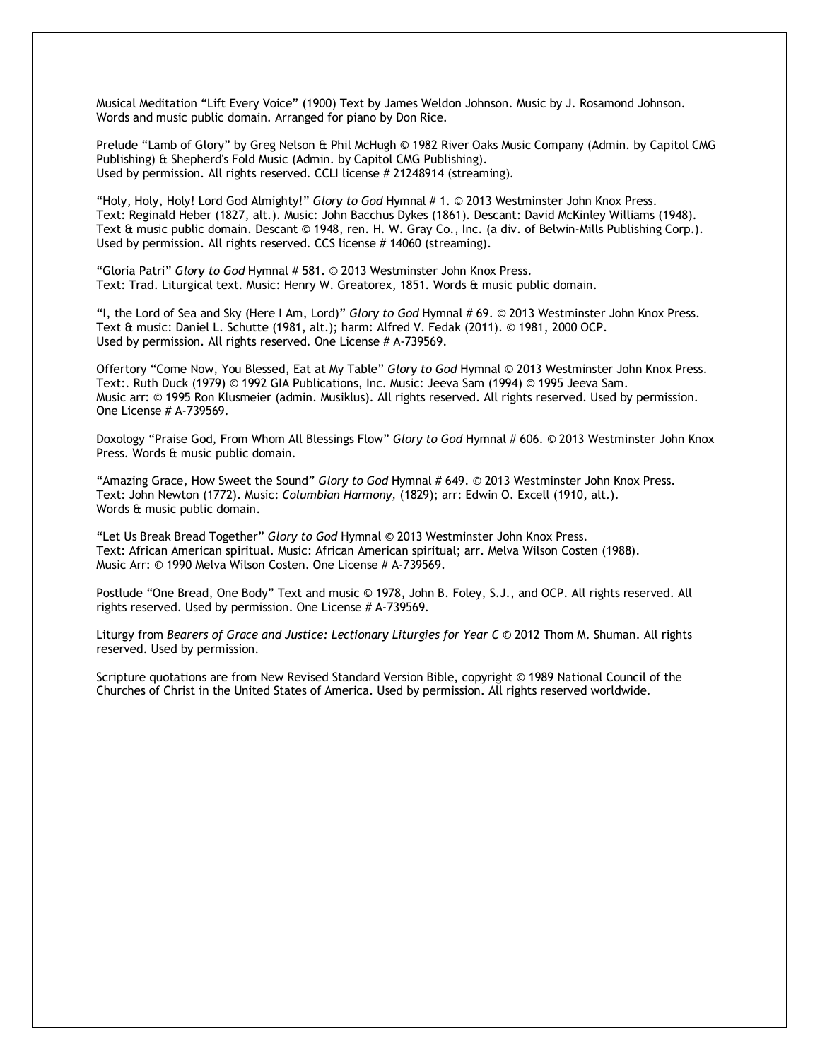Musical Meditation “Lift Every Voice” (1900) Text by James Weldon Johnson. Music by J. Rosamond Johnson. Words and music public domain. Arranged for piano by Don Rice.

Prelude “Lamb of Glory” by Greg Nelson & Phil McHugh © 1982 River Oaks Music Company (Admin. by Capitol CMG Publishing) & Shepherd's Fold Music (Admin. by Capitol CMG Publishing).
Used by permission. All rights reserved. CCLI license # 21248914 (streaming).

“Holy, Holy, Holy! Lord God Almighty!” *Glory to God* Hymnal # 1. © 2013 Westminster John Knox Press.
Text: Reginald Heber (1827, alt.). Music: John Bacchus Dykes (1861). Descant: David McKinley Williams (1948).
Text & music public domain. Descant © 1948, ren. H. W. Gray Co., Inc. (a div. of Belwin-Mills Publishing Corp.).
Used by permission. All rights reserved. CCS license # 14060 (streaming).

“Gloria Patri” *Glory to God* Hymnal # 581. © 2013 Westminster John Knox Press.
Text: Trad. Liturgical text. Music: Henry W. Greatorex, 1851. Words & music public domain.

“I, the Lord of Sea and Sky (Here I Am, Lord)” *Glory to God* Hymnal # 69. © 2013 Westminster John Knox Press.
Text & music: Daniel L. Schutte (1981, alt.); harm: Alfred V. Fedak (2011). © 1981, 2000 OCP.
Used by permission. All rights reserved. One License # A-739569.

Offertory “Come Now, You Blessed, Eat at My Table” *Glory to God* Hymnal © 2013 Westminster John Knox Press.
Text:. Ruth Duck (1979) © 1992 GIA Publications, Inc. Music: Jeeva Sam (1994) © 1995 Jeeva Sam.
Music arr: © 1995 Ron Klusmeier (admin. Musiklus). All rights reserved. All rights reserved. Used by permission.
One License # A-739569.

Doxology “Praise God, From Whom All Blessings Flow” *Glory to God* Hymnal # 606. © 2013 Westminster John Knox Press. Words & music public domain.

“Amazing Grace, How Sweet the Sound” *Glory to God* Hymnal # 649. © 2013 Westminster John Knox Press.
Text: John Newton (1772). Music: *Columbian Harmony,* (1829); arr: Edwin O. Excell (1910, alt.).
Words & music public domain.

“Let Us Break Bread Together” *Glory to God* Hymnal © 2013 Westminster John Knox Press.
Text: African American spiritual. Music: African American spiritual; arr. Melva Wilson Costen (1988).
Music Arr: © 1990 Melva Wilson Costen. One License # A-739569.

Postlude “One Bread, One Body” Text and music © 1978, John B. Foley, S.J., and OCP. All rights reserved. All rights reserved. Used by permission. One License # A-739569.

Liturgy from *Bearers of Grace and Justice: Lectionary Liturgies for Year C* © 2012 Thom M. Shuman. All rights reserved. Used by permission.

Scripture quotations are from New Revised Standard Version Bible, copyright © 1989 National Council of the Churches of Christ in the United States of America. Used by permission. All rights reserved worldwide.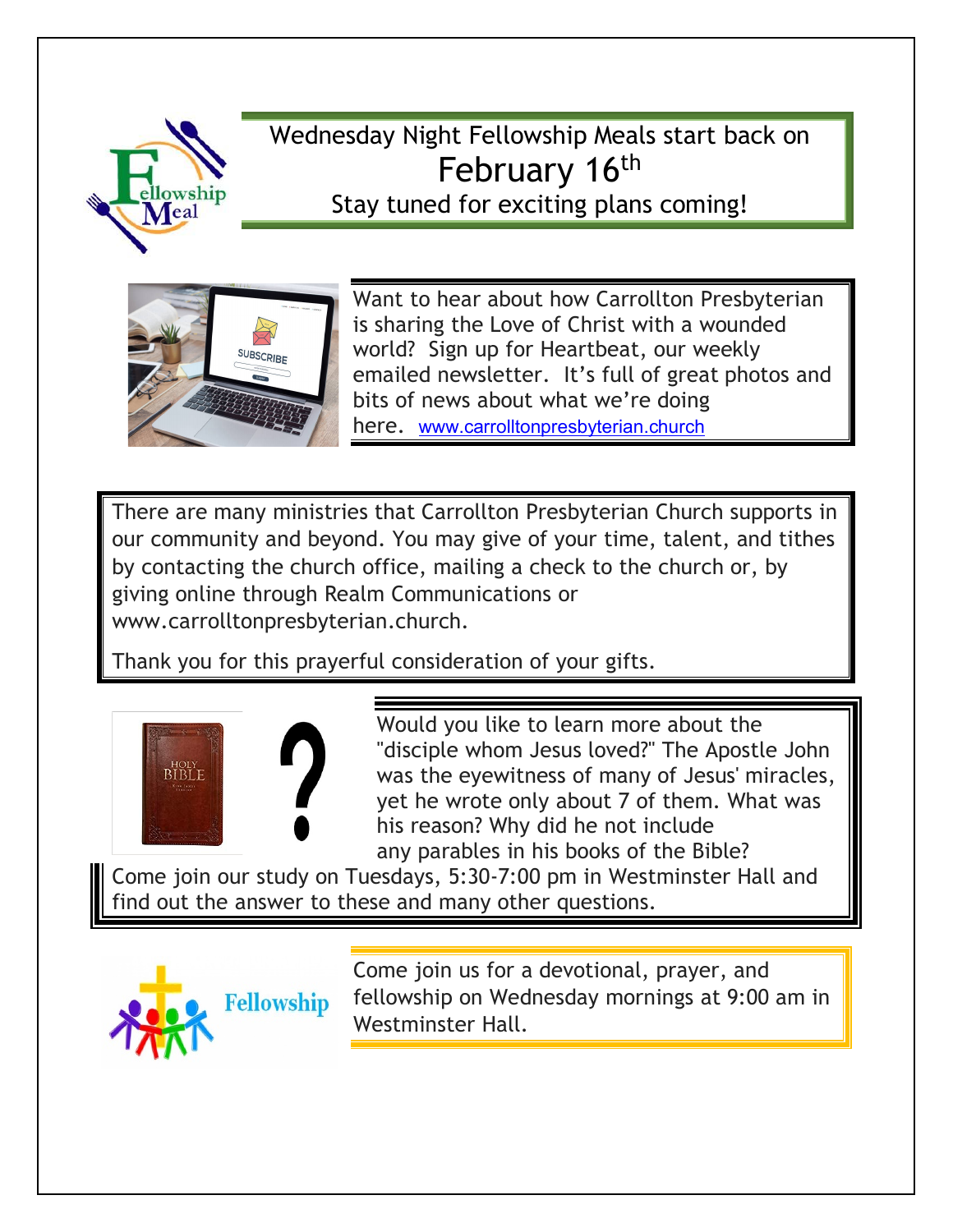Wednesday Night Fellowship Meals start back on

February 16th

Stay tuned for exciting plans coming!

Want to hear about how Carrollton Presbyterian is sharing the Love of Christ with a wounded world? Sign up for Heartbeat, our weekly emailed newsletter. It's full of great photos and bits of news about what we're doing here. www.carrolltonpresbyterian.church

There are many ministries that Carrollton Presbyterian Church supports in our community and beyond. You may give of your time, talent, and tithes by contacting the church office, mailing a check to the church or, by giving online through Realm Communications or www.carrolltonpresbyterian.church.

Thank you for this prayerful consideration of your gifts.

Would you like to learn more about the "disciple whom Jesus loved?" The Apostle John was the eyewitness of many of Jesus' miracles, yet he wrote only about 7 of them. What was his reason? Why did he not include any parables in his books of the Bible? Come join our study on Tuesdays, 5:30-7:00 pm in Westminster Hall and find out the answer to these and many other questions.

Come join us for a devotional, prayer, and fellowship on Wednesday mornings at 9:00 am in Westminster Hall.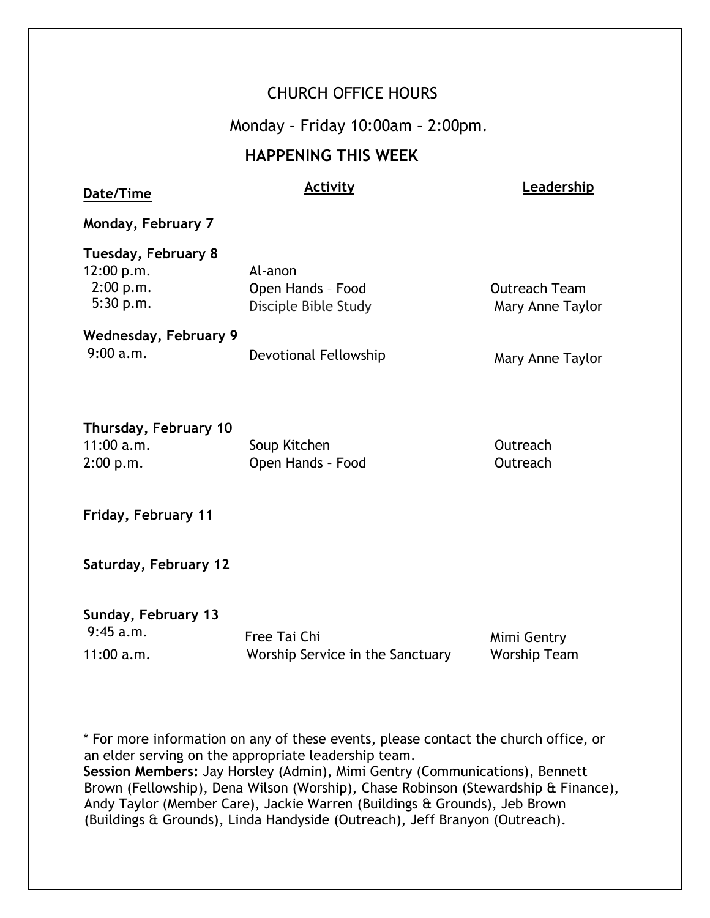CHURCH OFFICE HOURS

Monday – Friday 10:00am – 2:00pm.

## HAPPENING THIS WEEK

| Date/Time | Activity | Leadership |
|---|---|---|
| **Monday, February 7** | | |
| **Tuesday, February 8** | | |
| 12:00 p.m. | Al-anon | |
| 2:00 p.m. | Open Hands – Food | Outreach Team |
| 5:30 p.m. | Disciple Bible Study | Mary Anne Taylor |
| **Wednesday, February 9** | | |
| 9:00 a.m. | Devotional Fellowship | Mary Anne Taylor |
| **Thursday, February 10** | | |
| 11:00 a.m. | Soup Kitchen | Outreach |
| 2:00 p.m. | Open Hands – Food | Outreach |
| **Friday, February 11** | | |
| **Saturday, February 12** | | |
| **Sunday, February 13** | | |
| 9:45 a.m. | Free Tai Chi | Mimi Gentry |
| 11:00 a.m. | Worship Service in the Sanctuary | Worship Team |

* For more information on any of these events, please contact the church office, or an elder serving on the appropriate leadership team.

**Session Members:** Jay Horsley (Admin), Mimi Gentry (Communications), Bennett Brown (Fellowship), Dena Wilson (Worship), Chase Robinson (Stewardship & Finance), Andy Taylor (Member Care), Jackie Warren (Buildings & Grounds), Jeb Brown (Buildings & Grounds), Linda Handyside (Outreach), Jeff Branyon (Outreach).